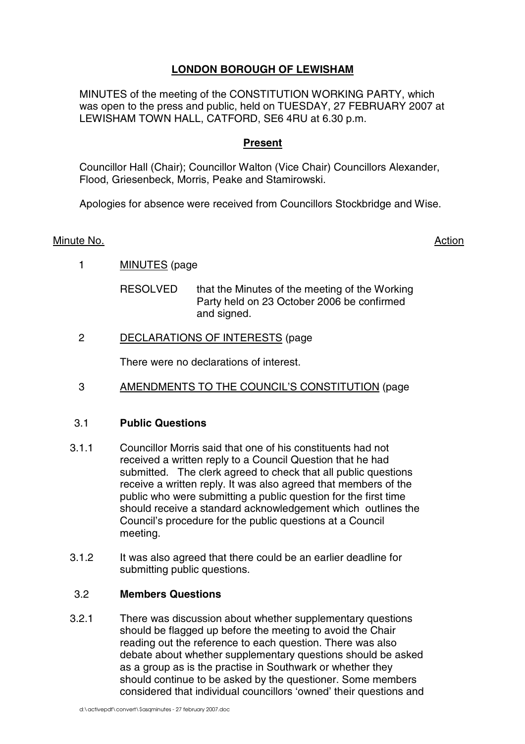# LONDON BOROUGH OF LEWISHAM

MINUTES of the meeting of the CONSTITUTION WORKING PARTY, which was open to the press and public, held on TUESDAY, 27 FEBRUARY 2007 at LEWISHAM TOWN HALL, CATFORD, SE6 4RU at 6.30 p.m.

## Present

Councillor Hall (Chair); Councillor Walton (Vice Chair) Councillors Alexander, Flood, Griesenbeck, Morris, Peake and Stamirowski.

Apologies for absence were received from Councillors Stockbridge and Wise.

Minute No. Action

1 MINUTES (page

RESOLVED that the Minutes of the meeting of the Working Party held on 23 October 2006 be confirmed and signed.

2 DECLARATIONS OF INTERESTS (page

There were no declarations of interest.

3 AMENDMENTS TO THE COUNCIL'S CONSTITUTION (page

3.1 **Public Questions**

3.1.1 Councillor Morris said that one of his constituents had not received a written reply to a Council Question that he had submitted. The clerk agreed to check that all public questions receive a written reply. It was also agreed that members of the public who were submitting a public question for the first time should receive a standard acknowledgement which outlines the Council's procedure for the public questions at a Council meeting.

3.1.2 It was also agreed that there could be an earlier deadline for submitting public questions.

3.2 **Members Questions**

3.2.1 There was discussion about whether supplementary questions should be flagged up before the meeting to avoid the Chair reading out the reference to each question. There was also debate about whether supplementary questions should be asked as a group as is the practise in Southwark or whether they should continue to be asked by the questioner. Some members considered that individual councillors 'owned' their questions and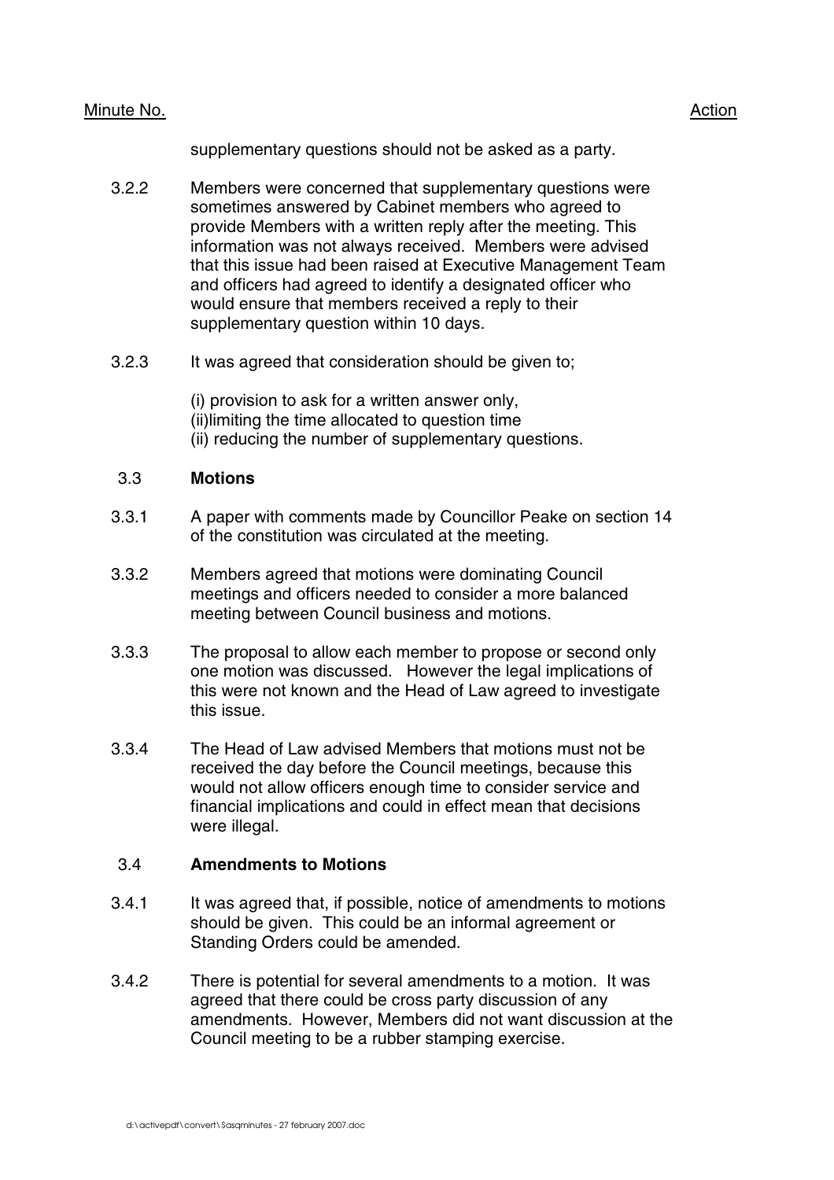supplementary questions should not be asked as a party.

3.2.2 Members were concerned that supplementary questions were sometimes answered by Cabinet members who agreed to provide Members with a written reply after the meeting. This information was not always received. Members were advised that this issue had been raised at Executive Management Team and officers had agreed to identify a designated officer who would ensure that members received a reply to their supplementary question within 10 days.

3.2.3 It was agreed that consideration should be given to;

(i) provision to ask for a written answer only,
(ii)limiting the time allocated to question time
(ii) reducing the number of supplementary questions.

### 3.3 Motions

3.3.1 A paper with comments made by Councillor Peake on section 14 of the constitution was circulated at the meeting.

3.3.2 Members agreed that motions were dominating Council meetings and officers needed to consider a more balanced meeting between Council business and motions.

3.3.3 The proposal to allow each member to propose or second only one motion was discussed. However the legal implications of this were not known and the Head of Law agreed to investigate this issue.

3.3.4 The Head of Law advised Members that motions must not be received the day before the Council meetings, because this would not allow officers enough time to consider service and financial implications and could in effect mean that decisions were illegal.

### 3.4 Amendments to Motions

3.4.1 It was agreed that, if possible, notice of amendments to motions should be given. This could be an informal agreement or Standing Orders could be amended.

3.4.2 There is potential for several amendments to a motion. It was agreed that there could be cross party discussion of any amendments. However, Members did not want discussion at the Council meeting to be a rubber stamping exercise.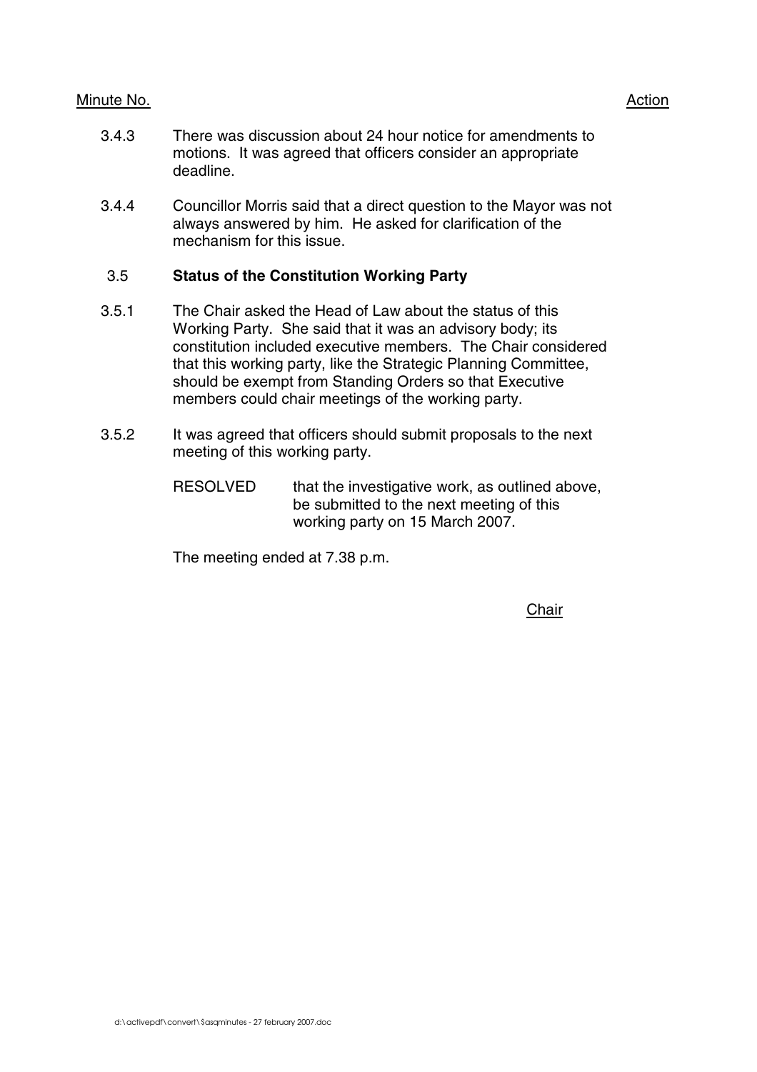Minute No. Action

3.4.3 There was discussion about 24 hour notice for amendments to motions. It was agreed that officers consider an appropriate deadline.

3.4.4 Councillor Morris said that a direct question to the Mayor was not always answered by him. He asked for clarification of the mechanism for this issue.

### 3.5 Status of the Constitution Working Party

3.5.1 The Chair asked the Head of Law about the status of this Working Party. She said that it was an advisory body; its constitution included executive members. The Chair considered that this working party, like the Strategic Planning Committee, should be exempt from Standing Orders so that Executive members could chair meetings of the working party.

3.5.2 It was agreed that officers should submit proposals to the next meeting of this working party.

RESOLVED that the investigative work, as outlined above, be submitted to the next meeting of this working party on 15 March 2007.

The meeting ended at 7.38 p.m.

Chair

d:\activepdf\convert\$asqminutes - 27 february 2007.doc